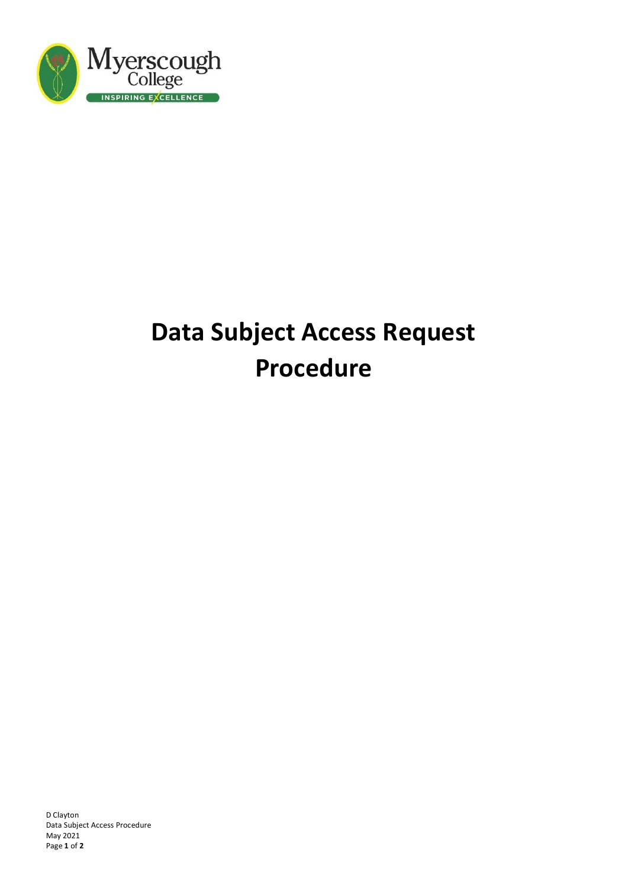# Data Subject Access Request Procedure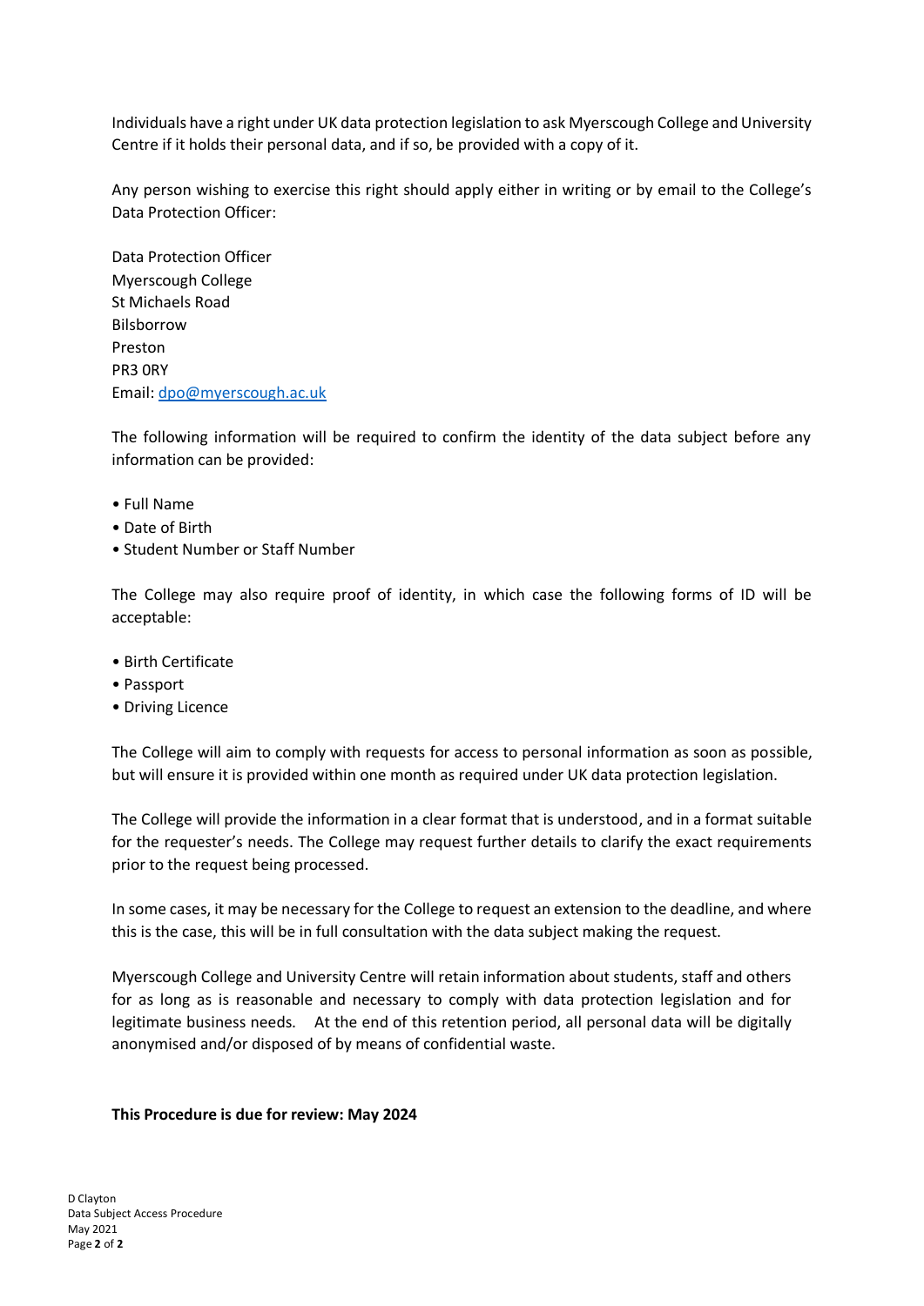Individuals have a right under UK data protection legislation to ask Myerscough College and University Centre if it holds their personal data, and if so, be provided with a copy of it.

Any person wishing to exercise this right should apply either in writing or by email to the College's Data Protection Officer:

Data Protection Officer
Myerscough College
St Michaels Road
Bilsborrow
Preston
PR3 0RY
Email: dpo@myerscough.ac.uk

The following information will be required to confirm the identity of the data subject before any information can be provided:

- Full Name
- Date of Birth
- Student Number or Staff Number

The College may also require proof of identity, in which case the following forms of ID will be acceptable:

- Birth Certificate
- Passport
- Driving Licence

The College will aim to comply with requests for access to personal information as soon as possible, but will ensure it is provided within one month as required under UK data protection legislation.

The College will provide the information in a clear format that is understood, and in a format suitable for the requester's needs. The College may request further details to clarify the exact requirements prior to the request being processed.

In some cases, it may be necessary for the College to request an extension to the deadline, and where this is the case, this will be in full consultation with the data subject making the request.

Myerscough College and University Centre will retain information about students, staff and others for as long as is reasonable and necessary to comply with data protection legislation and for legitimate business needs. At the end of this retention period, all personal data will be digitally anonymised and/or disposed of by means of confidential waste.

**This Procedure is due for review: May 2024**